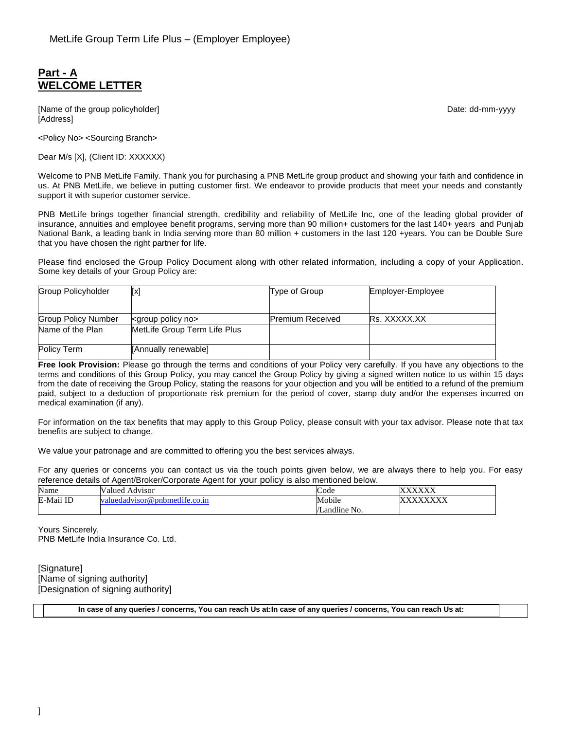MetLife Group Term Life Plus – (Employer Employee)

## Part - A
## WELCOME LETTER

[Name of the group policyholder]
[Address]

Date: dd-mm-yyyy

<Policy No> <Sourcing Branch>

Dear M/s [X], (Client ID: XXXXXX)

Welcome to PNB MetLife Family. Thank you for purchasing a PNB MetLife group product and showing your faith and confidence in us. At PNB MetLife, we believe in putting customer first. We endeavor to provide products that meet your needs and constantly support it with superior customer service.

PNB MetLife brings together financial strength, credibility and reliability of MetLife Inc, one of the leading global provider of insurance, annuities and employee benefit programs, serving more than 90 million+ customers for the last 140+ years and Punjab National Bank, a leading bank in India serving more than 80 million + customers in the last 120 +years. You can be Double Sure that you have chosen the right partner for life.

Please find enclosed the Group Policy Document along with other related information, including a copy of your Application. Some key details of your Group Policy are:

| Group Policyholder | [x] | Type of Group | Employer-Employee |
|---|---|---|---|
| Group Policy Number | <group policy no> | Premium Received | Rs. XXXXX.XX |
| Name of the Plan | MetLife Group Term Life Plus | | |
| Policy Term | [Annually renewable] | | |

**Free look Provision:** Please go through the terms and conditions of your Policy very carefully. If you have any objections to the terms and conditions of this Group Policy, you may cancel the Group Policy by giving a signed written notice to us within 15 days from the date of receiving the Group Policy, stating the reasons for your objection and you will be entitled to a refund of the premium paid, subject to a deduction of proportionate risk premium for the period of cover, stamp duty and/or the expenses incurred on medical examination (if any).

For information on the tax benefits that may apply to this Group Policy, please consult with your tax advisor. Please note that tax benefits are subject to change.

We value your patronage and are committed to offering you the best services always.

For any queries or concerns you can contact us via the touch points given below, we are always there to help you. For easy reference details of Agent/Broker/Corporate Agent for your policy is also mentioned below.

| Name | Valued Advisor | Code | XXXXXX |
|---|---|---|---|
| E-Mail ID | valuedadvisor@pnbmetlife.co.in | Mobile /Landline No. | XXXXXXXX |

Yours Sincerely,
PNB MetLife India Insurance Co. Ltd.

[Signature]
[Name of signing authority]
[Designation of signing authority]

**In case of any queries / concerns, You can reach Us at:In case of any queries / concerns, You can reach Us at:**

]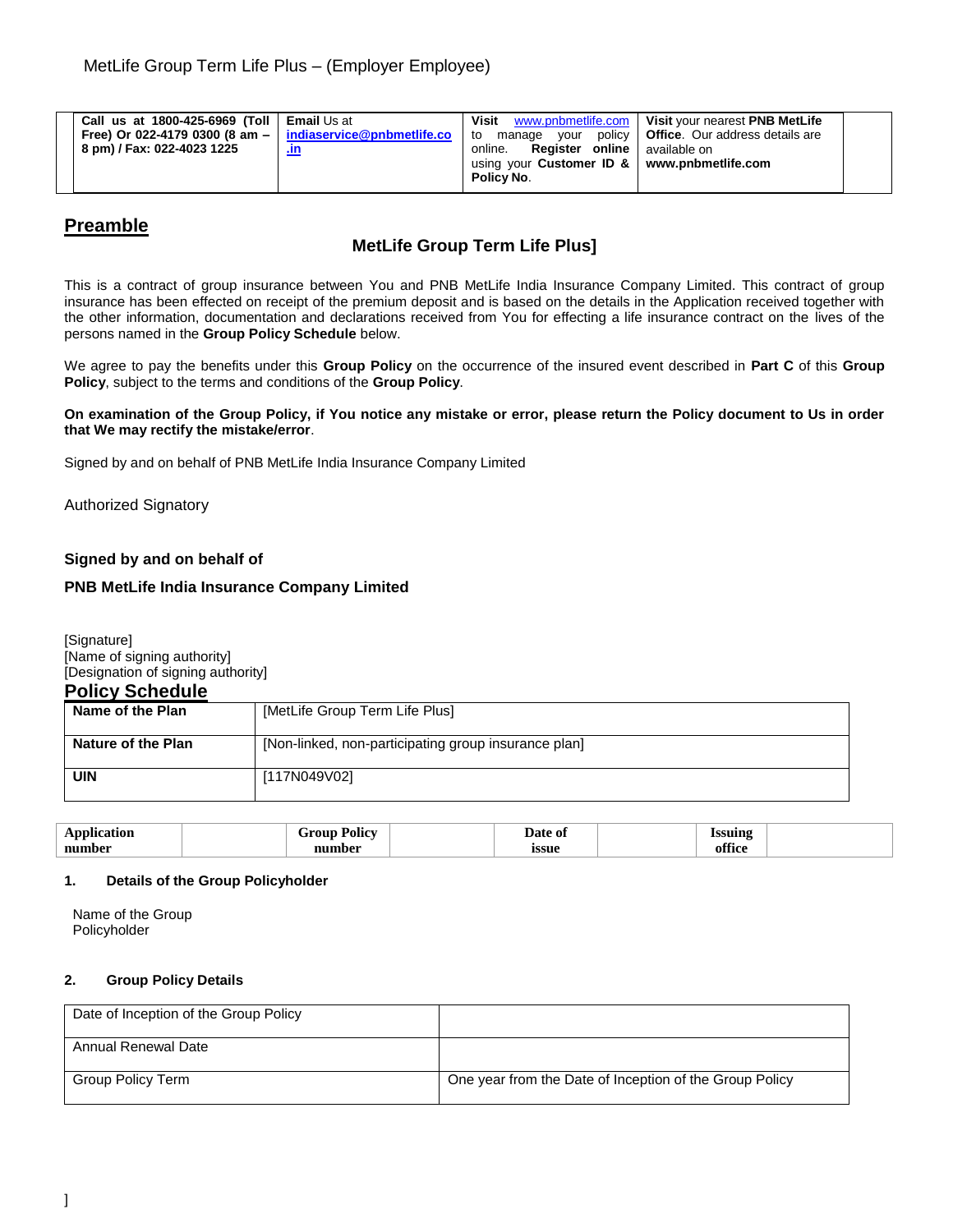MetLife Group Term Life Plus – (Employer Employee)

| Call us at 1800-425-6969 (Toll Free) Or 022-4179 0300 (8 am – 8 pm) / Fax: 022-4023 1225 | **Email** Us at indiaservice@pnbmetlife.co.in | **Visit** www.pnbmetlife.com to manage your policy online. **Register online** using your **Customer ID & Policy No**. | **Visit** your nearest **PNB MetLife Office**. Our address details are available on **www.pnbmetlife.com** |
|---|---|---|---|

## Preamble

### MetLife Group Term Life Plus]

This is a contract of group insurance between You and PNB MetLife India Insurance Company Limited. This contract of group insurance has been effected on receipt of the premium deposit and is based on the details in the Application received together with the other information, documentation and declarations received from You for effecting a life insurance contract on the lives of the persons named in the **Group Policy Schedule** below.

We agree to pay the benefits under this **Group Policy** on the occurrence of the insured event described in **Part C** of this **Group Policy**, subject to the terms and conditions of the **Group Policy**.

**On examination of the Group Policy, if You notice any mistake or error, please return the Policy document to Us in order that We may rectify the mistake/error**.

Signed by and on behalf of PNB MetLife India Insurance Company Limited

Authorized Signatory

**Signed by and on behalf of**

**PNB MetLife India Insurance Company Limited**

[Signature]
[Name of signing authority]
[Designation of signing authority]

## Policy Schedule

| **Name of the Plan** | [MetLife Group Term Life Plus] |
|---|---|
| **Nature of the Plan** | [Non-linked, non-participating group insurance plan] |
| **UIN** | [117N049V02] |

| **Application number** | | **Group Policy number** | | **Date of issue** | | **Issuing office** | |
|---|---|---|---|---|---|---|---|

**1. Details of the Group Policyholder**

Name of the Group Policyholder

**2. Group Policy Details**

| Date of Inception of the Group Policy | |
|---|---|
| Annual Renewal Date | |
| Group Policy Term | One year from the Date of Inception of the Group Policy |

]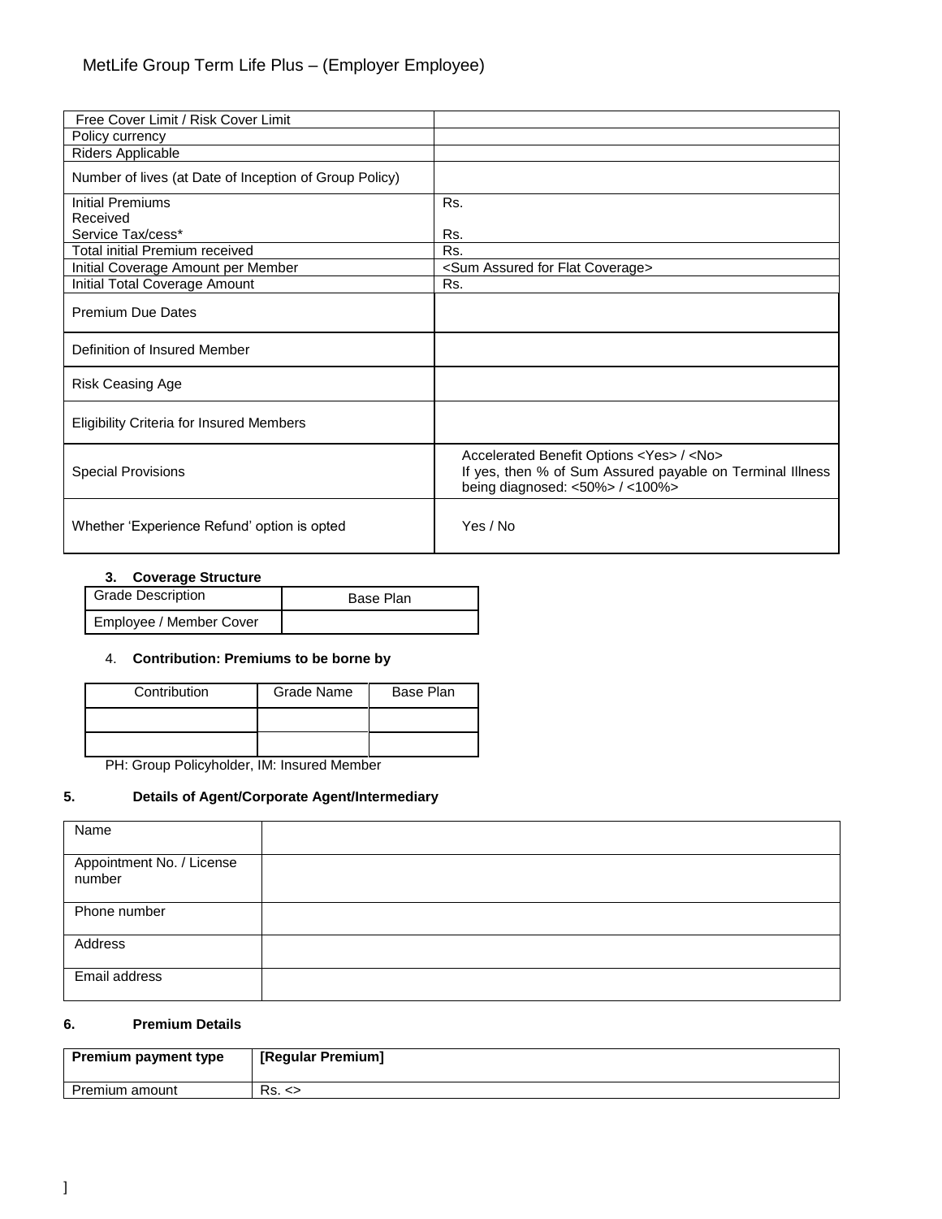MetLife Group Term Life Plus – (Employer Employee)

| Free Cover Limit / Risk Cover Limit | |
|---|---|
| Policy currency | |
| Riders Applicable | |
| Number of lives (at Date of Inception of Group Policy) | |
| Initial Premiums Received<br>Service Tax/cess* | Rs.<br><br>Rs. |
| Total initial Premium received | Rs. |
| Initial Coverage Amount per Member | <Sum Assured for Flat Coverage> |
| Initial Total Coverage Amount | Rs. |
| Premium Due Dates | |
| Definition of Insured Member | |
| Risk Ceasing Age | |
| Eligibility Criteria for Insured Members | |
| Special Provisions | Accelerated Benefit Options <Yes> / <No><br>If yes, then % of Sum Assured payable on Terminal Illness being diagnosed: <50%> / <100%> |
| Whether 'Experience Refund' option is opted | Yes / No |

### 3. Coverage Structure

| Grade Description | Base Plan |
|---|---|
| Employee / Member Cover | |

### 4. Contribution: Premiums to be borne by

| Contribution | Grade Name | Base Plan |
|---|---|---|
| | | |
| | | |

PH: Group Policyholder, IM: Insured Member

### 5. Details of Agent/Corporate Agent/Intermediary

| Name | |
|---|---|
| Appointment No. / License number | |
| Phone number | |
| Address | |
| Email address | |

### 6. Premium Details

| **Premium payment type** | **[Regular Premium]** |
|---|---|
| Premium amount | Rs. <> |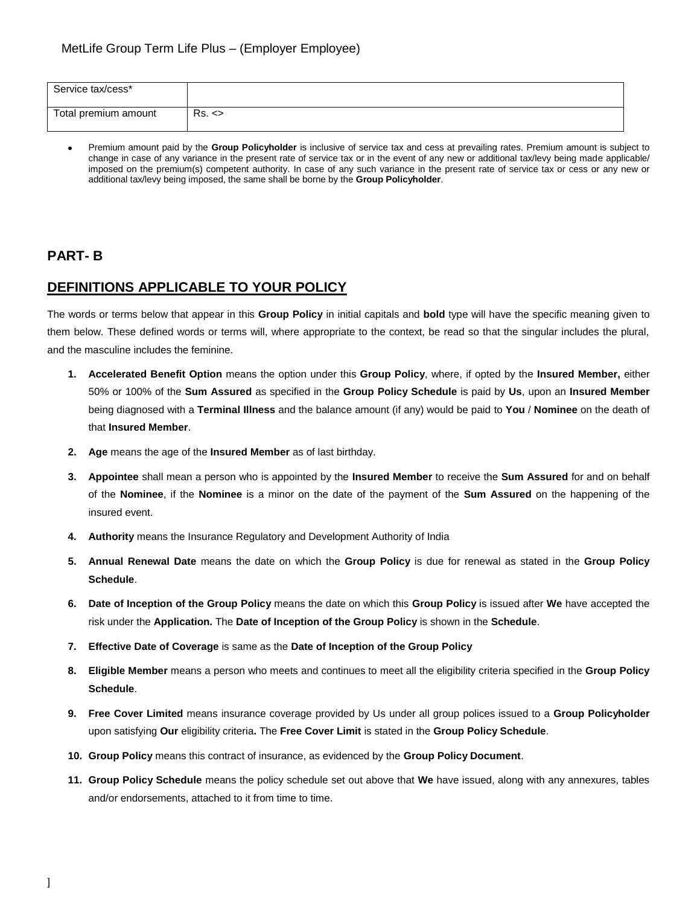| Service tax/cess* | |
|---|---|
| Total premium amount | Rs. <> |

- Premium amount paid by the **Group Policyholder** is inclusive of service tax and cess at prevailing rates. Premium amount is subject to change in case of any variance in the present rate of service tax or in the event of any new or additional tax/levy being made applicable/ imposed on the premium(s) competent authority. In case of any such variance in the present rate of service tax or cess or any new or additional tax/levy being imposed, the same shall be borne by the **Group Policyholder**.

## PART- B

## DEFINITIONS APPLICABLE TO YOUR POLICY

The words or terms below that appear in this **Group Policy** in initial capitals and **bold** type will have the specific meaning given to them below. These defined words or terms will, where appropriate to the context, be read so that the singular includes the plural, and the masculine includes the feminine.

1. **Accelerated Benefit Option** means the option under this **Group Policy**, where, if opted by the **Insured Member,** either 50% or 100% of the **Sum Assured** as specified in the **Group Policy Schedule** is paid by **Us**, upon an **Insured Member** being diagnosed with a **Terminal Illness** and the balance amount (if any) would be paid to **You** / **Nominee** on the death of that **Insured Member**.
2. **Age** means the age of the **Insured Member** as of last birthday.
3. **Appointee** shall mean a person who is appointed by the **Insured Member** to receive the **Sum Assured** for and on behalf of the **Nominee**, if the **Nominee** is a minor on the date of the payment of the **Sum Assured** on the happening of the insured event.
4. **Authority** means the Insurance Regulatory and Development Authority of India
5. **Annual Renewal Date** means the date on which the **Group Policy** is due for renewal as stated in the **Group Policy Schedule**.
6. **Date of Inception of the Group Policy** means the date on which this **Group Policy** is issued after **We** have accepted the risk under the **Application.** The **Date of Inception of the Group Policy** is shown in the **Schedule**.
7. **Effective Date of Coverage** is same as the **Date of Inception of the Group Policy**
8. **Eligible Member** means a person who meets and continues to meet all the eligibility criteria specified in the **Group Policy Schedule**.
9. **Free Cover Limited** means insurance coverage provided by Us under all group polices issued to a **Group Policyholder** upon satisfying **Our** eligibility criteria**.** The **Free Cover Limit** is stated in the **Group Policy Schedule**.
10. **Group Policy** means this contract of insurance, as evidenced by the **Group Policy Document**.
11. **Group Policy Schedule** means the policy schedule set out above that **We** have issued, along with any annexures, tables and/or endorsements, attached to it from time to time.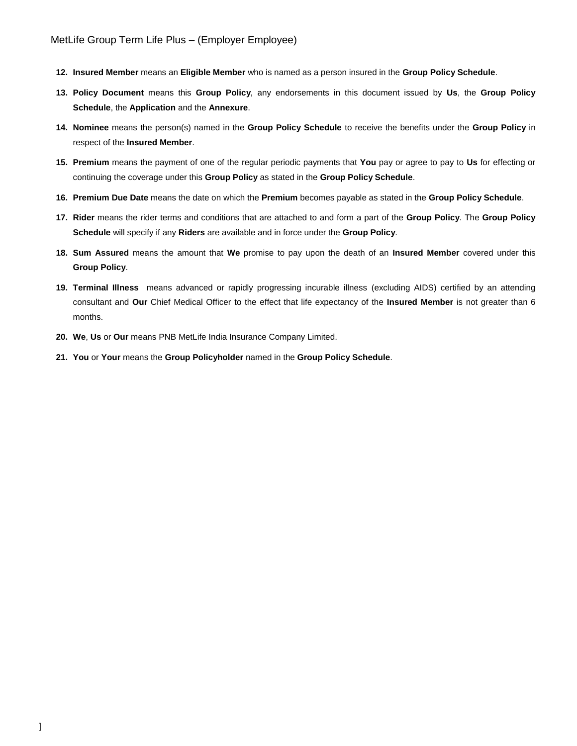12. **Insured Member** means an **Eligible Member** who is named as a person insured in the **Group Policy Schedule**.
13. **Policy Document** means this **Group Policy**, any endorsements in this document issued by **Us**, the **Group Policy Schedule**, the **Application** and the **Annexure**.
14. **Nominee** means the person(s) named in the **Group Policy Schedule** to receive the benefits under the **Group Policy** in respect of the **Insured Member**.
15. **Premium** means the payment of one of the regular periodic payments that **You** pay or agree to pay to **Us** for effecting or continuing the coverage under this **Group Policy** as stated in the **Group Policy Schedule**.
16. **Premium Due Date** means the date on which the **Premium** becomes payable as stated in the **Group Policy Schedule**.
17. **Rider** means the rider terms and conditions that are attached to and form a part of the **Group Policy**. The **Group Policy Schedule** will specify if any **Riders** are available and in force under the **Group Policy**.
18. **Sum Assured** means the amount that **We** promise to pay upon the death of an **Insured Member** covered under this **Group Policy**.
19. **Terminal Illness** means advanced or rapidly progressing incurable illness (excluding AIDS) certified by an attending consultant and **Our** Chief Medical Officer to the effect that life expectancy of the **Insured Member** is not greater than 6 months.
20. **We**, **Us** or **Our** means PNB MetLife India Insurance Company Limited.
21. **You** or **Your** means the **Group Policyholder** named in the **Group Policy Schedule**.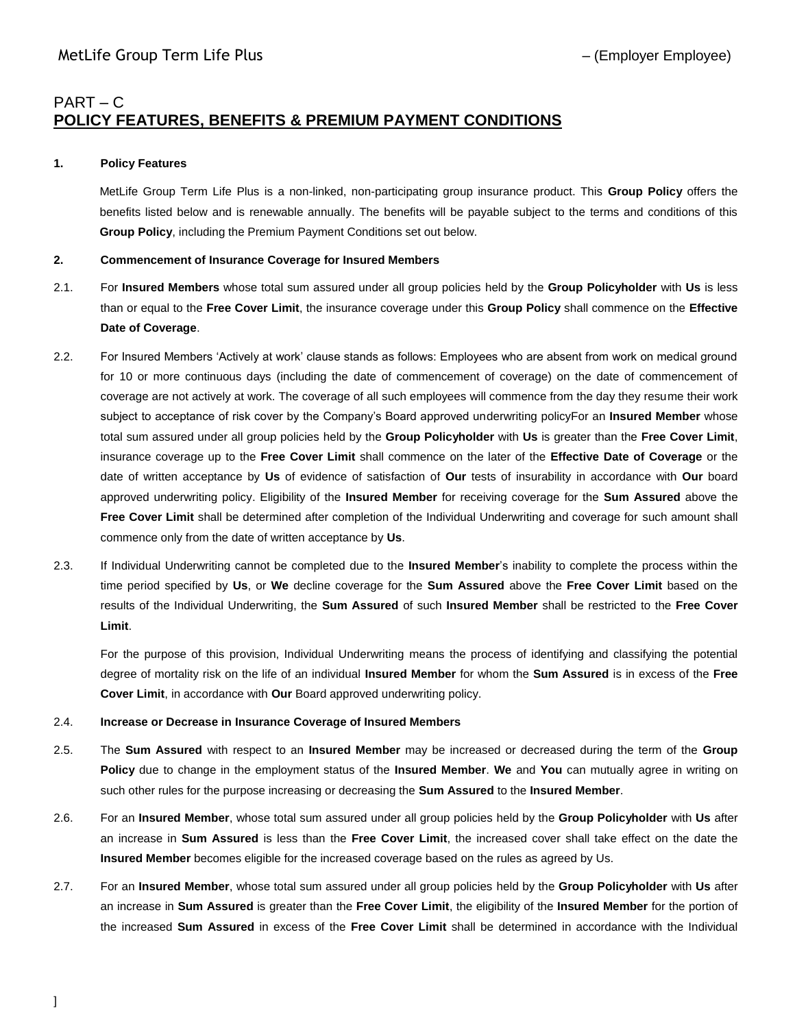## PART – C
## POLICY FEATURES, BENEFITS & PREMIUM PAYMENT CONDITIONS

**1. Policy Features**

MetLife Group Term Life Plus is a non-linked, non-participating group insurance product. This **Group Policy** offers the benefits listed below and is renewable annually. The benefits will be payable subject to the terms and conditions of this **Group Policy**, including the Premium Payment Conditions set out below.

**2. Commencement of Insurance Coverage for Insured Members**

2.1. For **Insured Members** whose total sum assured under all group policies held by the **Group Policyholder** with **Us** is less than or equal to the **Free Cover Limit**, the insurance coverage under this **Group Policy** shall commence on the **Effective Date of Coverage**.

2.2. For Insured Members 'Actively at work' clause stands as follows: Employees who are absent from work on medical ground for 10 or more continuous days (including the date of commencement of coverage) on the date of commencement of coverage are not actively at work. The coverage of all such employees will commence from the day they resume their work subject to acceptance of risk cover by the Company's Board approved underwriting policyFor an **Insured Member** whose total sum assured under all group policies held by the **Group Policyholder** with **Us** is greater than the **Free Cover Limit**, insurance coverage up to the **Free Cover Limit** shall commence on the later of the **Effective Date of Coverage** or the date of written acceptance by **Us** of evidence of satisfaction of **Our** tests of insurability in accordance with **Our** board approved underwriting policy. Eligibility of the **Insured Member** for receiving coverage for the **Sum Assured** above the **Free Cover Limit** shall be determined after completion of the Individual Underwriting and coverage for such amount shall commence only from the date of written acceptance by **Us**.

2.3. If Individual Underwriting cannot be completed due to the **Insured Member**'s inability to complete the process within the time period specified by **Us**, or **We** decline coverage for the **Sum Assured** above the **Free Cover Limit** based on the results of the Individual Underwriting, the **Sum Assured** of such **Insured Member** shall be restricted to the **Free Cover Limit**.

For the purpose of this provision, Individual Underwriting means the process of identifying and classifying the potential degree of mortality risk on the life of an individual **Insured Member** for whom the **Sum Assured** is in excess of the **Free Cover Limit**, in accordance with **Our** Board approved underwriting policy.

2.4. **Increase or Decrease in Insurance Coverage of Insured Members**

2.5. The **Sum Assured** with respect to an **Insured Member** may be increased or decreased during the term of the **Group Policy** due to change in the employment status of the **Insured Member**. **We** and **You** can mutually agree in writing on such other rules for the purpose increasing or decreasing the **Sum Assured** to the **Insured Member**.

2.6. For an **Insured Member**, whose total sum assured under all group policies held by the **Group Policyholder** with **Us** after an increase in **Sum Assured** is less than the **Free Cover Limit**, the increased cover shall take effect on the date the **Insured Member** becomes eligible for the increased coverage based on the rules as agreed by Us.

2.7. For an **Insured Member**, whose total sum assured under all group policies held by the **Group Policyholder** with **Us** after an increase in **Sum Assured** is greater than the **Free Cover Limit**, the eligibility of the **Insured Member** for the portion of the increased **Sum Assured** in excess of the **Free Cover Limit** shall be determined in accordance with the Individual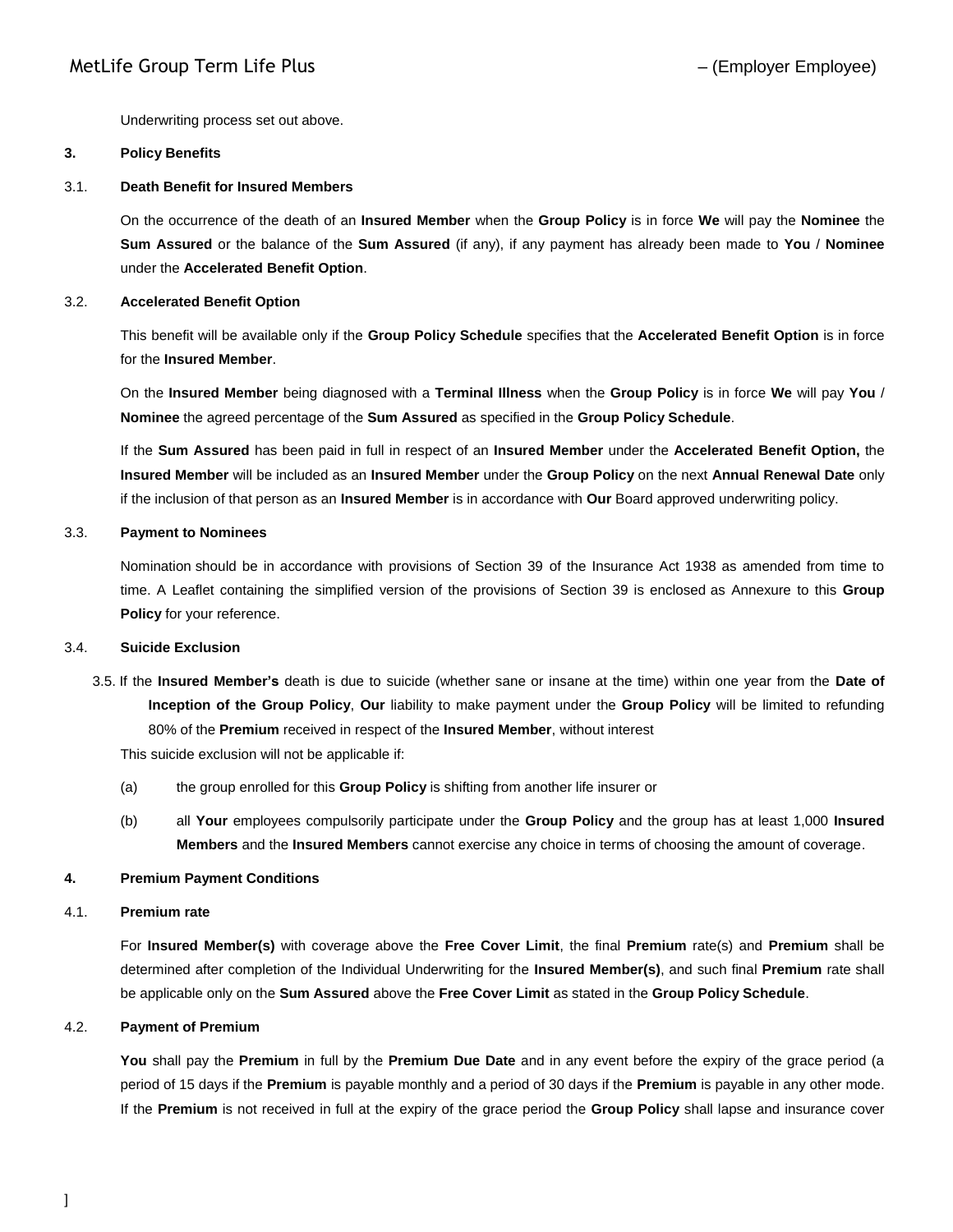Underwriting process set out above.

## 3. Policy Benefits

### 3.1. Death Benefit for Insured Members

On the occurrence of the death of an **Insured Member** when the **Group Policy** is in force **We** will pay the **Nominee** the **Sum Assured** or the balance of the **Sum Assured** (if any), if any payment has already been made to **You** / **Nominee** under the **Accelerated Benefit Option**.

### 3.2. Accelerated Benefit Option

This benefit will be available only if the **Group Policy Schedule** specifies that the **Accelerated Benefit Option** is in force for the **Insured Member**.

On the **Insured Member** being diagnosed with a **Terminal Illness** when the **Group Policy** is in force **We** will pay **You** / **Nominee** the agreed percentage of the **Sum Assured** as specified in the **Group Policy Schedule**.

If the **Sum Assured** has been paid in full in respect of an **Insured Member** under the **Accelerated Benefit Option,** the **Insured Member** will be included as an **Insured Member** under the **Group Policy** on the next **Annual Renewal Date** only if the inclusion of that person as an **Insured Member** is in accordance with **Our** Board approved underwriting policy.

### 3.3. Payment to Nominees

Nomination should be in accordance with provisions of Section 39 of the Insurance Act 1938 as amended from time to time. A Leaflet containing the simplified version of the provisions of Section 39 is enclosed as Annexure to this **Group Policy** for your reference.

### 3.4. Suicide Exclusion

3.5. If the **Insured Member's** death is due to suicide (whether sane or insane at the time) within one year from the **Date of Inception of the Group Policy**, **Our** liability to make payment under the **Group Policy** will be limited to refunding 80% of the **Premium** received in respect of the **Insured Member**, without interest

This suicide exclusion will not be applicable if:

(a) the group enrolled for this **Group Policy** is shifting from another life insurer or

(b) all **Your** employees compulsorily participate under the **Group Policy** and the group has at least 1,000 **Insured Members** and the **Insured Members** cannot exercise any choice in terms of choosing the amount of coverage.

## 4. Premium Payment Conditions

### 4.1. Premium rate

For **Insured Member(s)** with coverage above the **Free Cover Limit**, the final **Premium** rate(s) and **Premium** shall be determined after completion of the Individual Underwriting for the **Insured Member(s)**, and such final **Premium** rate shall be applicable only on the **Sum Assured** above the **Free Cover Limit** as stated in the **Group Policy Schedule**.

### 4.2. Payment of Premium

**You** shall pay the **Premium** in full by the **Premium Due Date** and in any event before the expiry of the grace period (a period of 15 days if the **Premium** is payable monthly and a period of 30 days if the **Premium** is payable in any other mode. If the **Premium** is not received in full at the expiry of the grace period the **Group Policy** shall lapse and insurance cover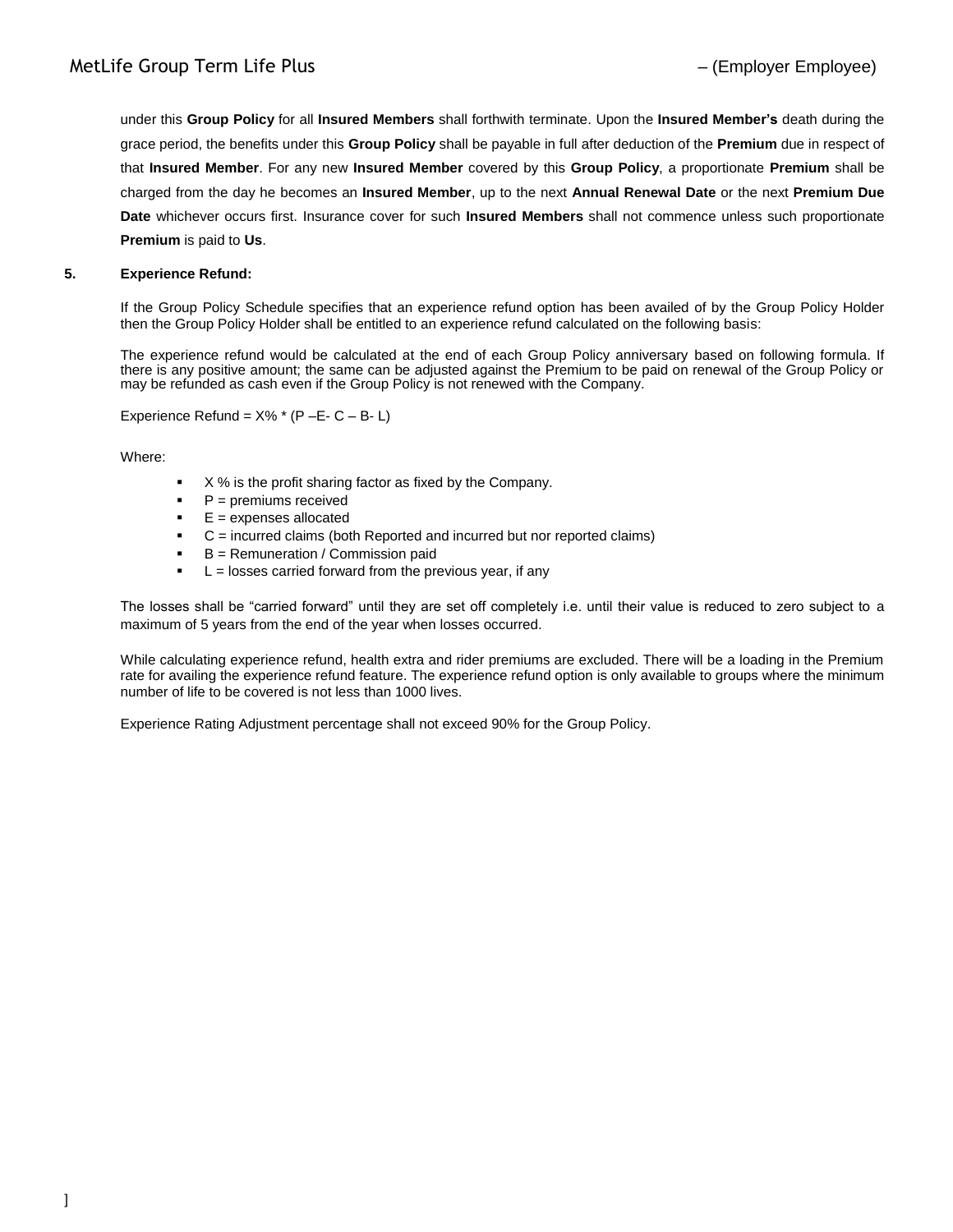under this **Group Policy** for all **Insured Members** shall forthwith terminate. Upon the **Insured Member's** death during the grace period, the benefits under this **Group Policy** shall be payable in full after deduction of the **Premium** due in respect of that **Insured Member**. For any new **Insured Member** covered by this **Group Policy**, a proportionate **Premium** shall be charged from the day he becomes an **Insured Member**, up to the next **Annual Renewal Date** or the next **Premium Due Date** whichever occurs first. Insurance cover for such **Insured Members** shall not commence unless such proportionate **Premium** is paid to **Us**.

**5. Experience Refund:**

If the Group Policy Schedule specifies that an experience refund option has been availed of by the Group Policy Holder then the Group Policy Holder shall be entitled to an experience refund calculated on the following basis:

The experience refund would be calculated at the end of each Group Policy anniversary based on following formula. If there is any positive amount; the same can be adjusted against the Premium to be paid on renewal of the Group Policy or may be refunded as cash even if the Group Policy is not renewed with the Company.

Experience Refund = X% * (P –E- C – B- L)

Where:

- X % is the profit sharing factor as fixed by the Company.
- P = premiums received
- E = expenses allocated
- C = incurred claims (both Reported and incurred but nor reported claims)
- B = Remuneration / Commission paid
- L = losses carried forward from the previous year, if any

The losses shall be "carried forward" until they are set off completely i.e. until their value is reduced to zero subject to a maximum of 5 years from the end of the year when losses occurred.

While calculating experience refund, health extra and rider premiums are excluded. There will be a loading in the Premium rate for availing the experience refund feature. The experience refund option is only available to groups where the minimum number of life to be covered is not less than 1000 lives.

Experience Rating Adjustment percentage shall not exceed 90% for the Group Policy.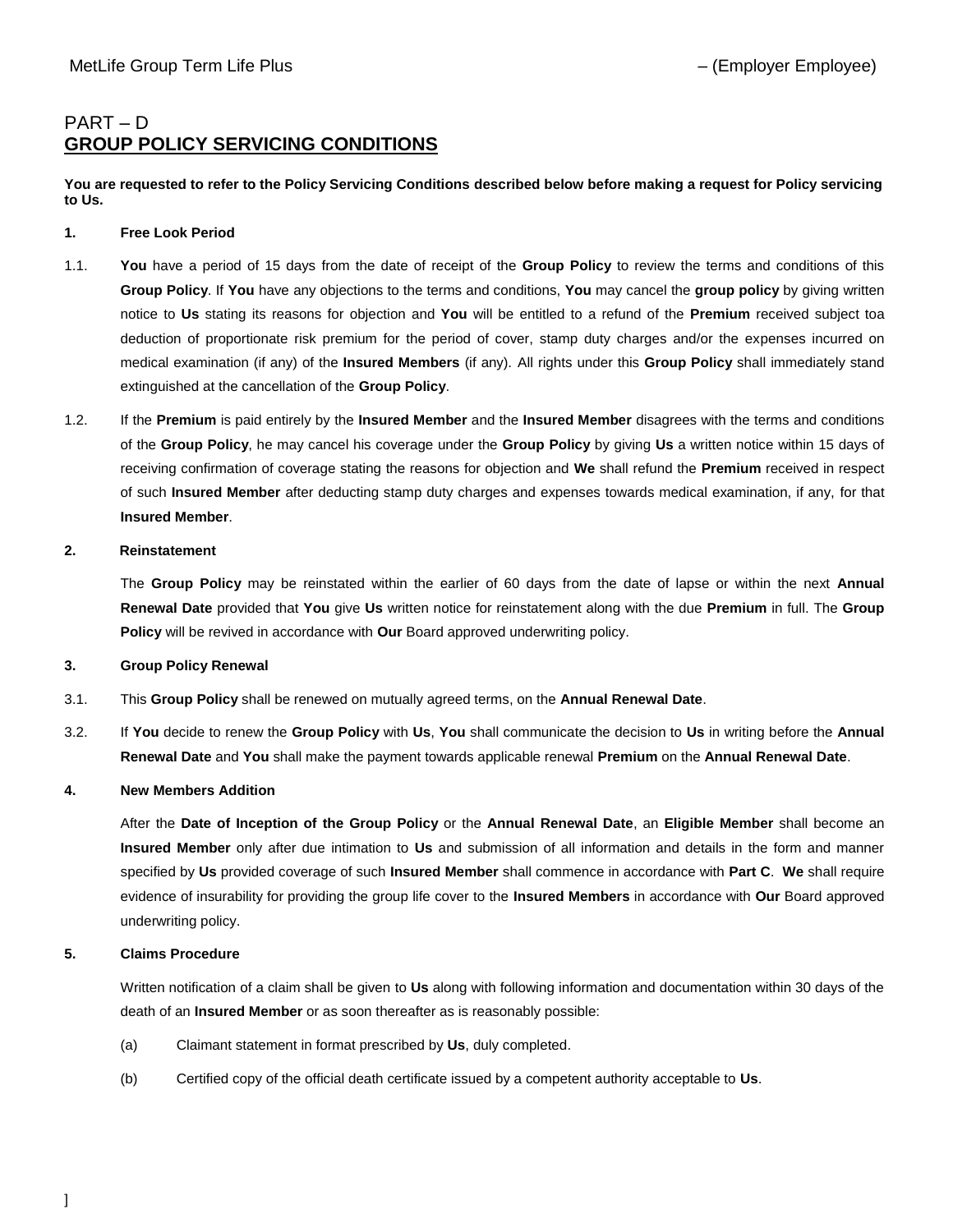# PART – D
## GROUP POLICY SERVICING CONDITIONS

**You are requested to refer to the Policy Servicing Conditions described below before making a request for Policy servicing to Us.**

**1. Free Look Period**

1.1. **You** have a period of 15 days from the date of receipt of the **Group Policy** to review the terms and conditions of this **Group Policy**. If **You** have any objections to the terms and conditions, **You** may cancel the **group policy** by giving written notice to **Us** stating its reasons for objection and **You** will be entitled to a refund of the **Premium** received subject toa deduction of proportionate risk premium for the period of cover, stamp duty charges and/or the expenses incurred on medical examination (if any) of the **Insured Members** (if any). All rights under this **Group Policy** shall immediately stand extinguished at the cancellation of the **Group Policy**.

1.2. If the **Premium** is paid entirely by the **Insured Member** and the **Insured Member** disagrees with the terms and conditions of the **Group Policy**, he may cancel his coverage under the **Group Policy** by giving **Us** a written notice within 15 days of receiving confirmation of coverage stating the reasons for objection and **We** shall refund the **Premium** received in respect of such **Insured Member** after deducting stamp duty charges and expenses towards medical examination, if any, for that **Insured Member**.

**2. Reinstatement**

The **Group Policy** may be reinstated within the earlier of 60 days from the date of lapse or within the next **Annual Renewal Date** provided that **You** give **Us** written notice for reinstatement along with the due **Premium** in full. The **Group Policy** will be revived in accordance with **Our** Board approved underwriting policy.

**3. Group Policy Renewal**

3.1. This **Group Policy** shall be renewed on mutually agreed terms, on the **Annual Renewal Date**.

3.2. If **You** decide to renew the **Group Policy** with **Us**, **You** shall communicate the decision to **Us** in writing before the **Annual Renewal Date** and **You** shall make the payment towards applicable renewal **Premium** on the **Annual Renewal Date**.

**4. New Members Addition**

After the **Date of Inception of the Group Policy** or the **Annual Renewal Date**, an **Eligible Member** shall become an **Insured Member** only after due intimation to **Us** and submission of all information and details in the form and manner specified by **Us** provided coverage of such **Insured Member** shall commence in accordance with **Part C**. **We** shall require evidence of insurability for providing the group life cover to the **Insured Members** in accordance with **Our** Board approved underwriting policy.

**5. Claims Procedure**

Written notification of a claim shall be given to **Us** along with following information and documentation within 30 days of the death of an **Insured Member** or as soon thereafter as is reasonably possible:

(a) Claimant statement in format prescribed by **Us**, duly completed.

(b) Certified copy of the official death certificate issued by a competent authority acceptable to **Us**.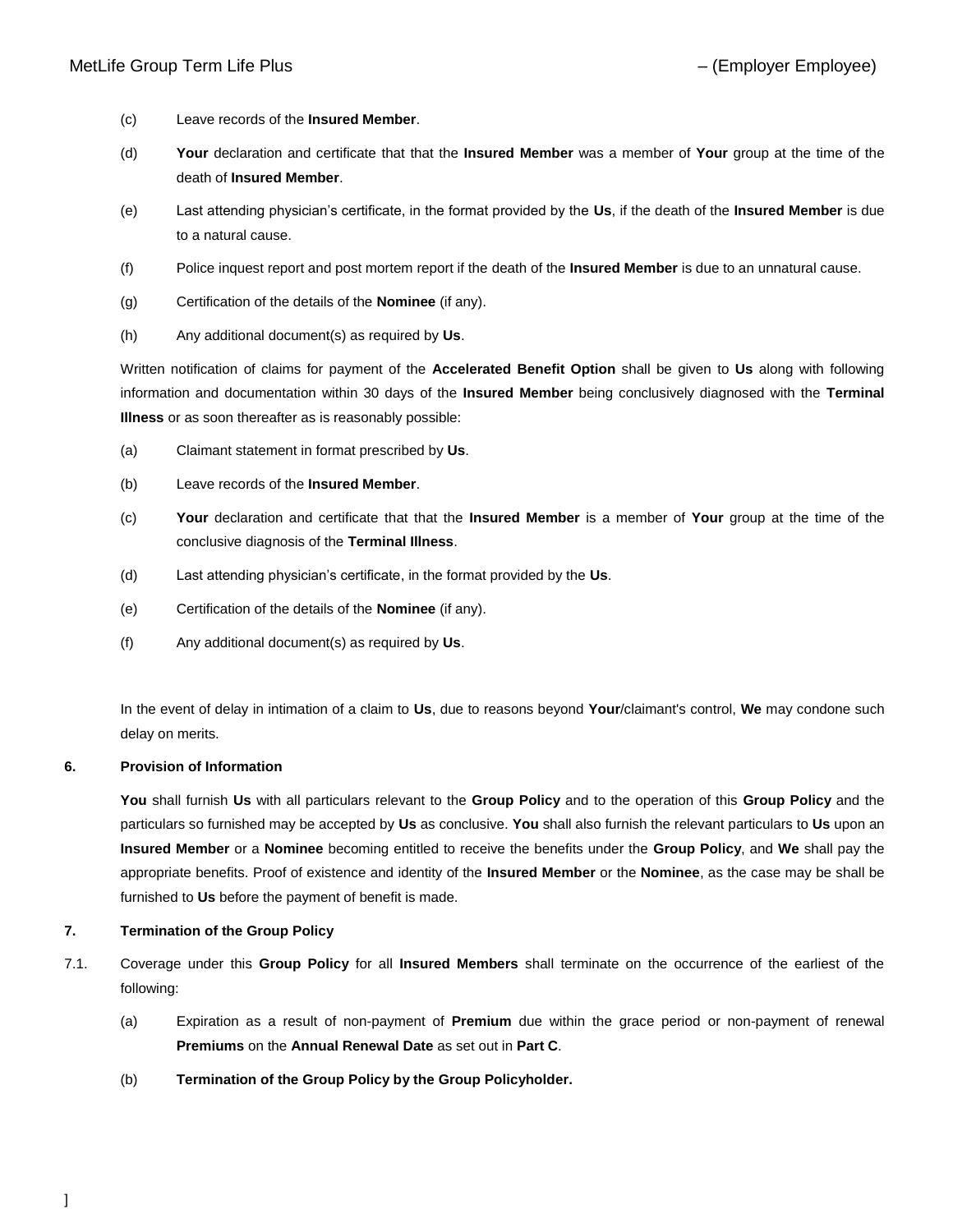(c) Leave records of the **Insured Member**.

(d) **Your** declaration and certificate that that the **Insured Member** was a member of **Your** group at the time of the death of **Insured Member**.

(e) Last attending physician's certificate, in the format provided by the **Us**, if the death of the **Insured Member** is due to a natural cause.

(f) Police inquest report and post mortem report if the death of the **Insured Member** is due to an unnatural cause.

(g) Certification of the details of the **Nominee** (if any).

(h) Any additional document(s) as required by **Us**.

Written notification of claims for payment of the **Accelerated Benefit Option** shall be given to **Us** along with following information and documentation within 30 days of the **Insured Member** being conclusively diagnosed with the **Terminal Illness** or as soon thereafter as is reasonably possible:

(a) Claimant statement in format prescribed by **Us**.

(b) Leave records of the **Insured Member**.

(c) **Your** declaration and certificate that that the **Insured Member** is a member of **Your** group at the time of the conclusive diagnosis of the **Terminal Illness**.

(d) Last attending physician's certificate, in the format provided by the **Us**.

(e) Certification of the details of the **Nominee** (if any).

(f) Any additional document(s) as required by **Us**.

In the event of delay in intimation of a claim to **Us**, due to reasons beyond **Your**/claimant's control, **We** may condone such delay on merits.

**6. Provision of Information**

**You** shall furnish **Us** with all particulars relevant to the **Group Policy** and to the operation of this **Group Policy** and the particulars so furnished may be accepted by **Us** as conclusive. **You** shall also furnish the relevant particulars to **Us** upon an **Insured Member** or a **Nominee** becoming entitled to receive the benefits under the **Group Policy**, and **We** shall pay the appropriate benefits. Proof of existence and identity of the **Insured Member** or the **Nominee**, as the case may be shall be furnished to **Us** before the payment of benefit is made.

**7. Termination of the Group Policy**

7.1. Coverage under this **Group Policy** for all **Insured Members** shall terminate on the occurrence of the earliest of the following:

(a) Expiration as a result of non-payment of **Premium** due within the grace period or non-payment of renewal **Premiums** on the **Annual Renewal Date** as set out in **Part C**.

(b) **Termination of the Group Policy by the Group Policyholder.**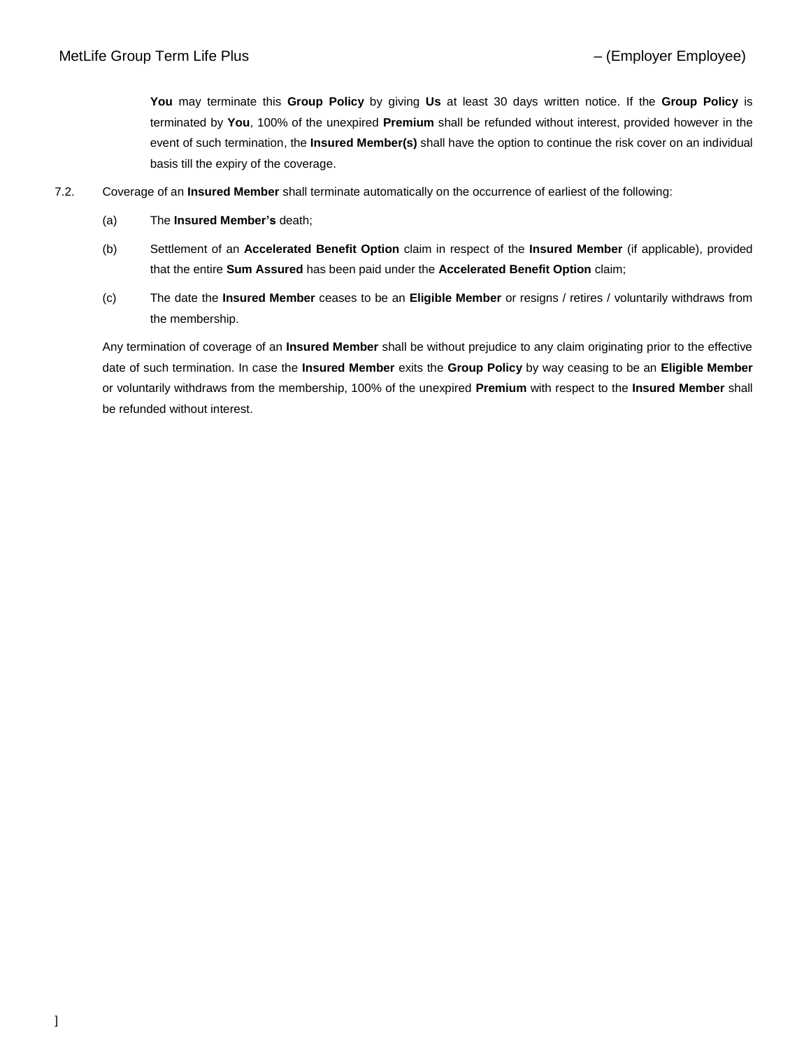**You** may terminate this **Group Policy** by giving **Us** at least 30 days written notice. If the **Group Policy** is terminated by **You**, 100% of the unexpired **Premium** shall be refunded without interest, provided however in the event of such termination, the **Insured Member(s)** shall have the option to continue the risk cover on an individual basis till the expiry of the coverage.

7.2. Coverage of an **Insured Member** shall terminate automatically on the occurrence of earliest of the following:

(a) The **Insured Member's** death;

(b) Settlement of an **Accelerated Benefit Option** claim in respect of the **Insured Member** (if applicable), provided that the entire **Sum Assured** has been paid under the **Accelerated Benefit Option** claim;

(c) The date the **Insured Member** ceases to be an **Eligible Member** or resigns / retires / voluntarily withdraws from the membership.

Any termination of coverage of an **Insured Member** shall be without prejudice to any claim originating prior to the effective date of such termination. In case the **Insured Member** exits the **Group Policy** by way ceasing to be an **Eligible Member** or voluntarily withdraws from the membership, 100% of the unexpired **Premium** with respect to the **Insured Member** shall be refunded without interest.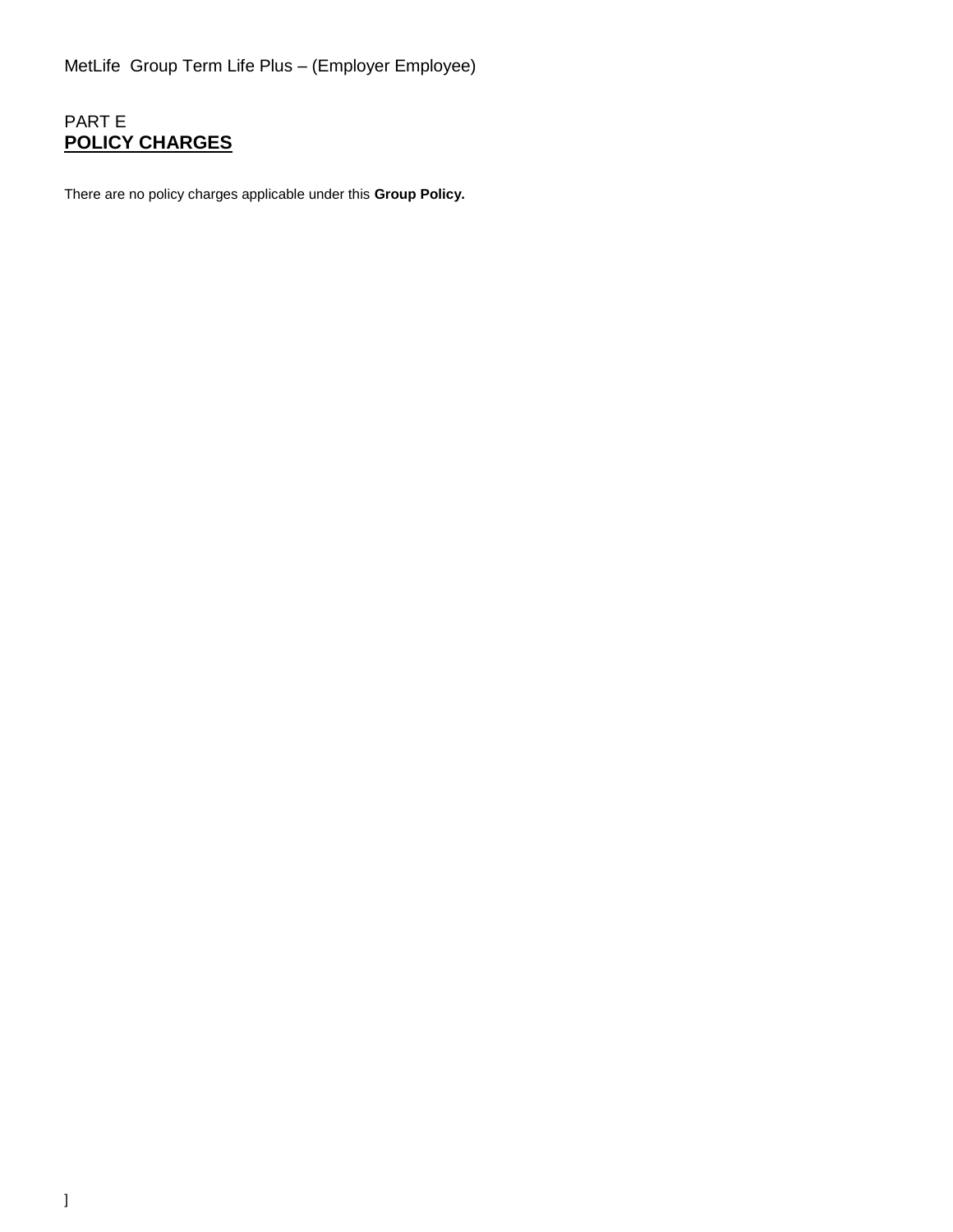PART E

## POLICY CHARGES

There are no policy charges applicable under this **Group Policy.**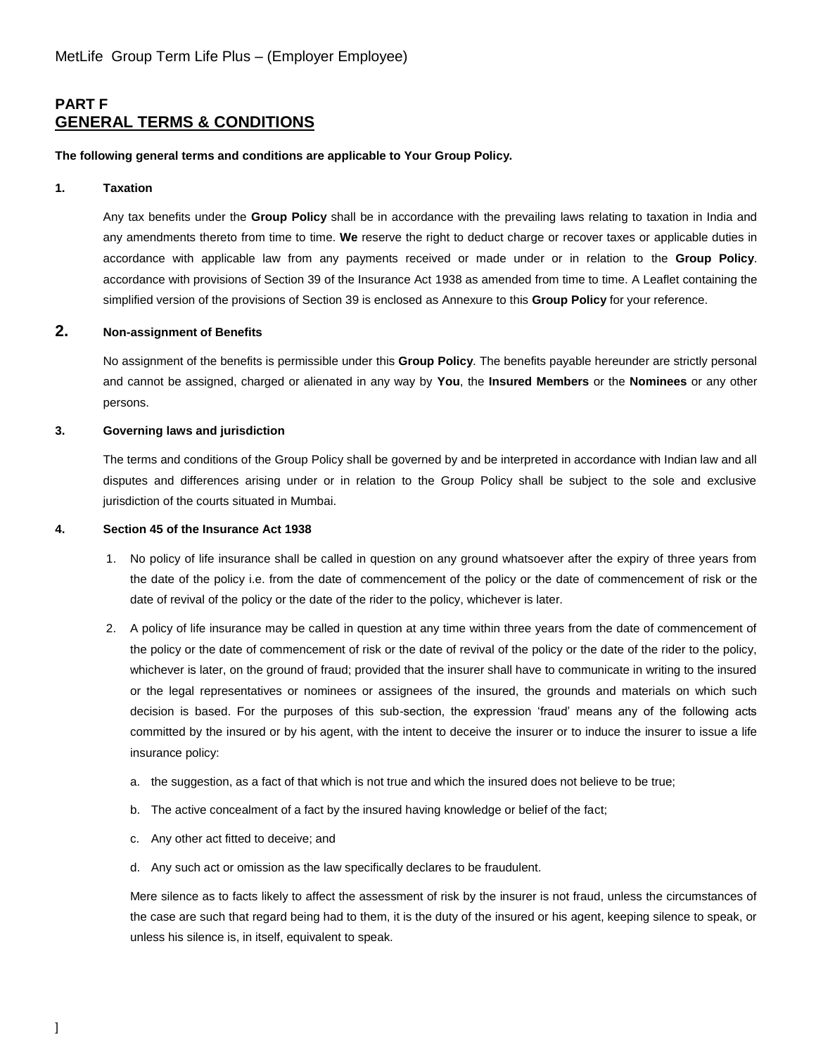## PART F

## GENERAL TERMS & CONDITIONS

**The following general terms and conditions are applicable to Your Group Policy.**

**1. Taxation**

Any tax benefits under the **Group Policy** shall be in accordance with the prevailing laws relating to taxation in India and any amendments thereto from time to time. **We** reserve the right to deduct charge or recover taxes or applicable duties in accordance with applicable law from any payments received or made under or in relation to the **Group Policy**. accordance with provisions of Section 39 of the Insurance Act 1938 as amended from time to time. A Leaflet containing the simplified version of the provisions of Section 39 is enclosed as Annexure to this **Group Policy** for your reference.

**2. Non-assignment of Benefits**

No assignment of the benefits is permissible under this **Group Policy**. The benefits payable hereunder are strictly personal and cannot be assigned, charged or alienated in any way by **You**, the **Insured Members** or the **Nominees** or any other persons.

**3. Governing laws and jurisdiction**

The terms and conditions of the Group Policy shall be governed by and be interpreted in accordance with Indian law and all disputes and differences arising under or in relation to the Group Policy shall be subject to the sole and exclusive jurisdiction of the courts situated in Mumbai.

**4. Section 45 of the Insurance Act 1938**

1. No policy of life insurance shall be called in question on any ground whatsoever after the expiry of three years from the date of the policy i.e. from the date of commencement of the policy or the date of commencement of risk or the date of revival of the policy or the date of the rider to the policy, whichever is later.
2. A policy of life insurance may be called in question at any time within three years from the date of commencement of the policy or the date of commencement of risk or the date of revival of the policy or the date of the rider to the policy, whichever is later, on the ground of fraud; provided that the insurer shall have to communicate in writing to the insured or the legal representatives or nominees or assignees of the insured, the grounds and materials on which such decision is based. For the purposes of this sub-section, the expression 'fraud' means any of the following acts committed by the insured or by his agent, with the intent to deceive the insurer or to induce the insurer to issue a life insurance policy:
   a. the suggestion, as a fact of that which is not true and which the insured does not believe to be true;
   b. The active concealment of a fact by the insured having knowledge or belief of the fact;
   c. Any other act fitted to deceive; and
   d. Any such act or omission as the law specifically declares to be fraudulent.

   Mere silence as to facts likely to affect the assessment of risk by the insurer is not fraud, unless the circumstances of the case are such that regard being had to them, it is the duty of the insured or his agent, keeping silence to speak, or unless his silence is, in itself, equivalent to speak.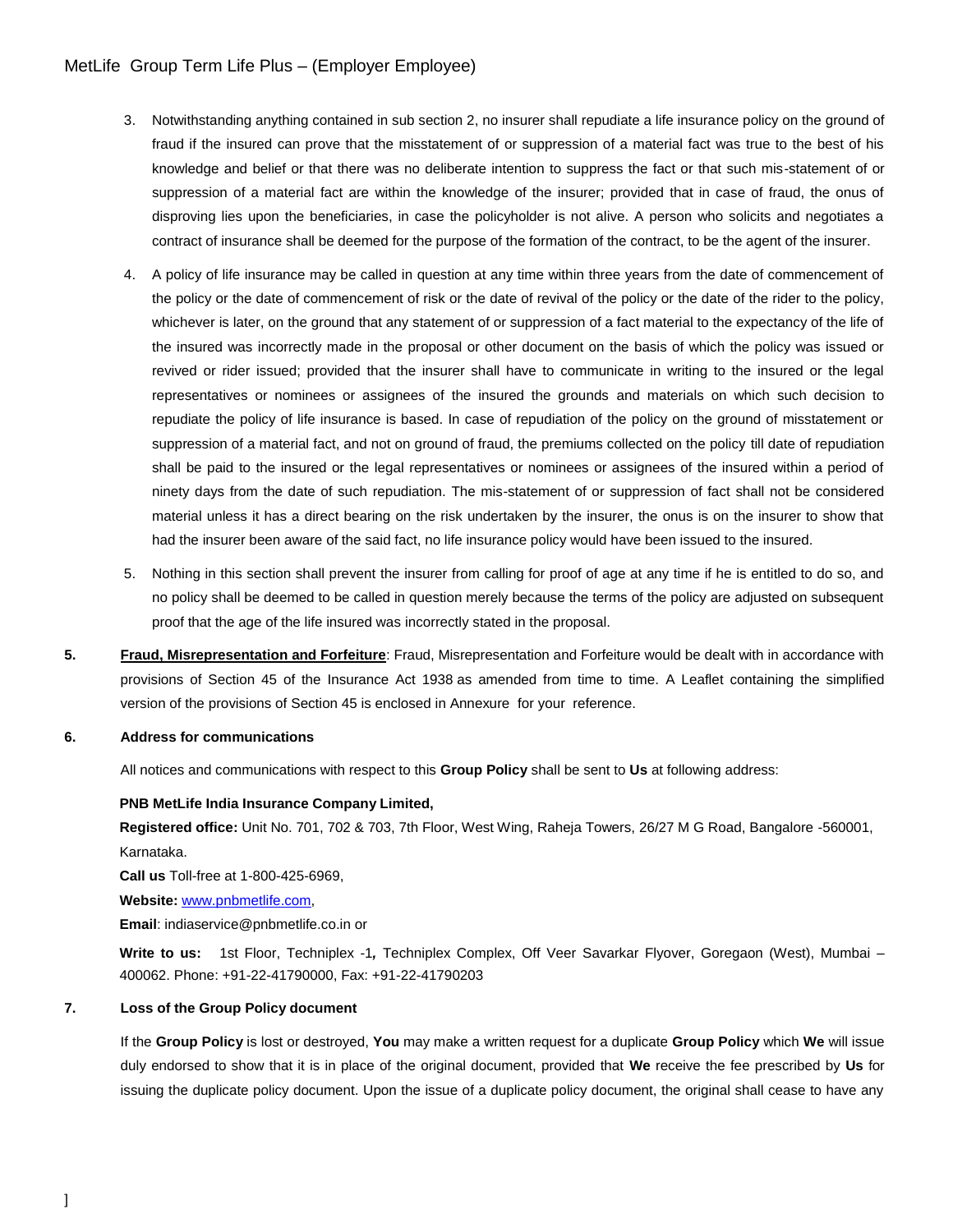3. Notwithstanding anything contained in sub section 2, no insurer shall repudiate a life insurance policy on the ground of fraud if the insured can prove that the misstatement of or suppression of a material fact was true to the best of his knowledge and belief or that there was no deliberate intention to suppress the fact or that such mis-statement of or suppression of a material fact are within the knowledge of the insurer; provided that in case of fraud, the onus of disproving lies upon the beneficiaries, in case the policyholder is not alive. A person who solicits and negotiates a contract of insurance shall be deemed for the purpose of the formation of the contract, to be the agent of the insurer.

4. A policy of life insurance may be called in question at any time within three years from the date of commencement of the policy or the date of commencement of risk or the date of revival of the policy or the date of the rider to the policy, whichever is later, on the ground that any statement of or suppression of a fact material to the expectancy of the life of the insured was incorrectly made in the proposal or other document on the basis of which the policy was issued or revived or rider issued; provided that the insurer shall have to communicate in writing to the insured or the legal representatives or nominees or assignees of the insured the grounds and materials on which such decision to repudiate the policy of life insurance is based. In case of repudiation of the policy on the ground of misstatement or suppression of a material fact, and not on ground of fraud, the premiums collected on the policy till date of repudiation shall be paid to the insured or the legal representatives or nominees or assignees of the insured within a period of ninety days from the date of such repudiation. The mis-statement of or suppression of fact shall not be considered material unless it has a direct bearing on the risk undertaken by the insurer, the onus is on the insurer to show that had the insurer been aware of the said fact, no life insurance policy would have been issued to the insured.

5. Nothing in this section shall prevent the insurer from calling for proof of age at any time if he is entitled to do so, and no policy shall be deemed to be called in question merely because the terms of the policy are adjusted on subsequent proof that the age of the life insured was incorrectly stated in the proposal.

**5. Fraud, Misrepresentation and Forfeiture**: Fraud, Misrepresentation and Forfeiture would be dealt with in accordance with provisions of Section 45 of the Insurance Act 1938 as amended from time to time. A Leaflet containing the simplified version of the provisions of Section 45 is enclosed in Annexure for your reference.

**6. Address for communications**

All notices and communications with respect to this **Group Policy** shall be sent to **Us** at following address:

**PNB MetLife India Insurance Company Limited,**

**Registered office:** Unit No. 701, 702 & 703, 7th Floor, West Wing, Raheja Towers, 26/27 M G Road, Bangalore -560001, Karnataka.

**Call us** Toll-free at 1-800-425-6969,

**Website:** www.pnbmetlife.com,

**Email**: indiaservice@pnbmetlife.co.in or

**Write to us:** 1st Floor, Techniplex -1, Techniplex Complex, Off Veer Savarkar Flyover, Goregaon (West), Mumbai – 400062. Phone: +91-22-41790000, Fax: +91-22-41790203

**7. Loss of the Group Policy document**

If the **Group Policy** is lost or destroyed, **You** may make a written request for a duplicate **Group Policy** which **We** will issue duly endorsed to show that it is in place of the original document, provided that **We** receive the fee prescribed by **Us** for issuing the duplicate policy document. Upon the issue of a duplicate policy document, the original shall cease to have any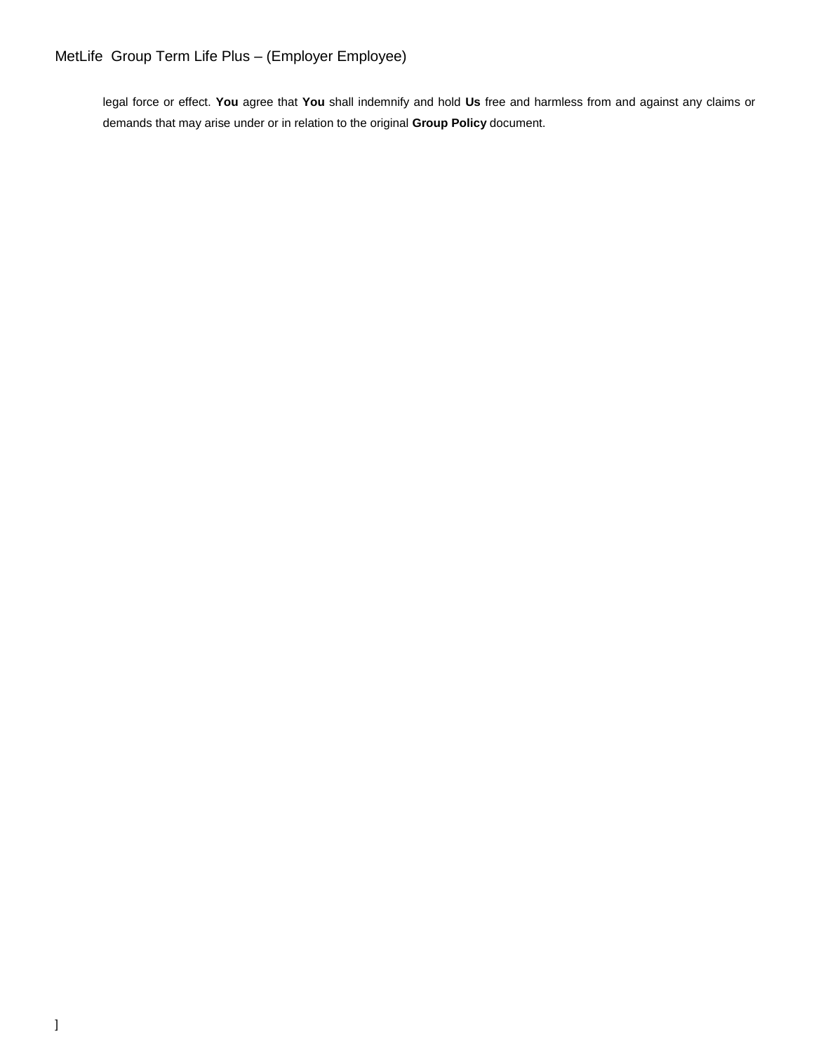legal force or effect. **You** agree that **You** shall indemnify and hold **Us** free and harmless from and against any claims or demands that may arise under or in relation to the original **Group Policy** document.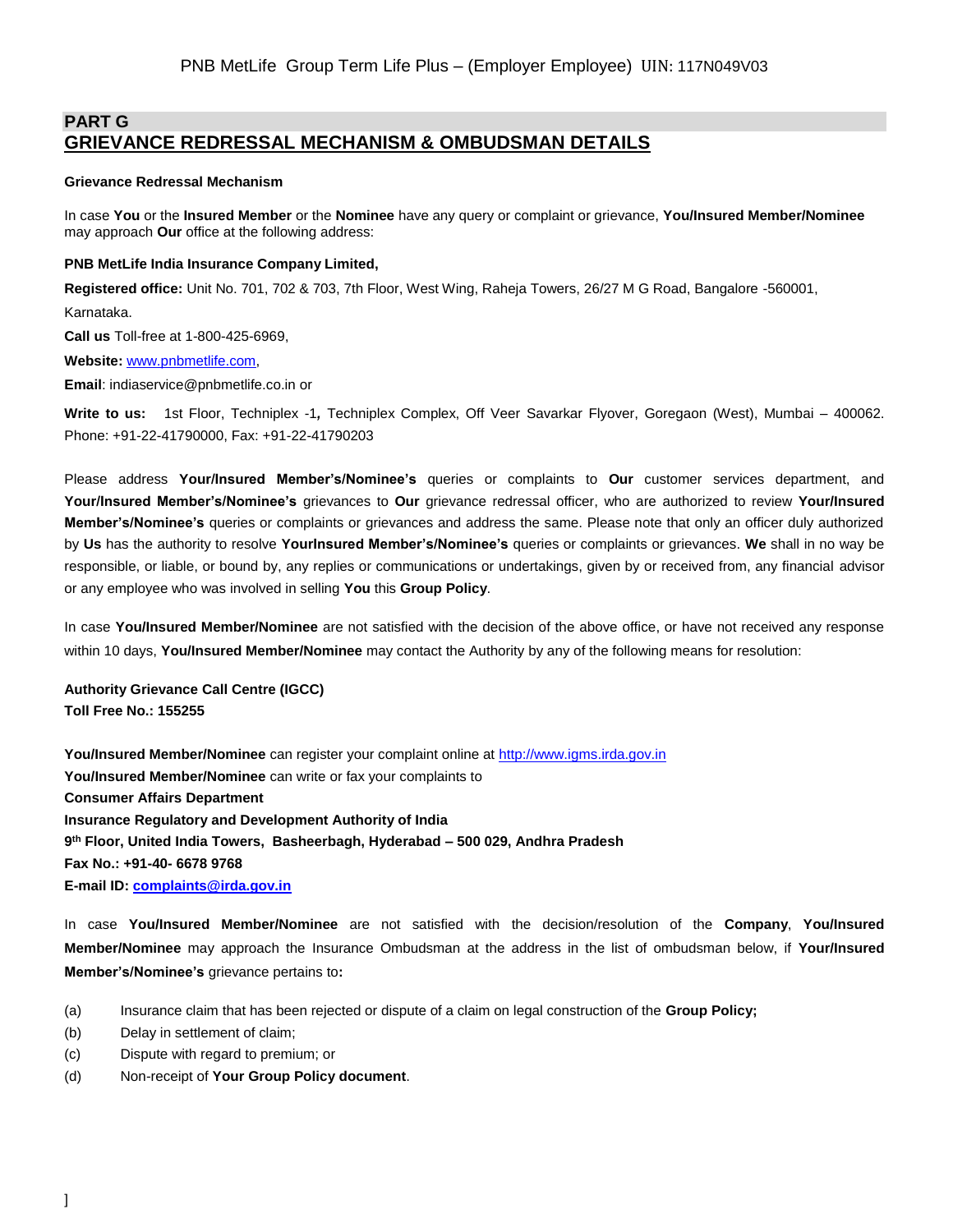## PART G
## GRIEVANCE REDRESSAL MECHANISM & OMBUDSMAN DETAILS

**Grievance Redressal Mechanism**

In case **You** or the **Insured Member** or the **Nominee** have any query or complaint or grievance, **You/Insured Member/Nominee** may approach **Our** office at the following address:

**PNB MetLife India Insurance Company Limited,**

**Registered office:** Unit No. 701, 702 & 703, 7th Floor, West Wing, Raheja Towers, 26/27 M G Road, Bangalore -560001, Karnataka.

**Call us** Toll-free at 1-800-425-6969,

**Website:** www.pnbmetlife.com,

**Email**: indiaservice@pnbmetlife.co.in or

**Write to us:** 1st Floor, Techniplex -1**,** Techniplex Complex, Off Veer Savarkar Flyover, Goregaon (West), Mumbai – 400062. Phone: +91-22-41790000, Fax: +91-22-41790203

Please address **Your/Insured Member's/Nominee's** queries or complaints to **Our** customer services department, and **Your/Insured Member's/Nominee's** grievances to **Our** grievance redressal officer, who are authorized to review **Your/Insured Member's/Nominee's** queries or complaints or grievances and address the same. Please note that only an officer duly authorized by **Us** has the authority to resolve **YourInsured Member's/Nominee's** queries or complaints or grievances. **We** shall in no way be responsible, or liable, or bound by, any replies or communications or undertakings, given by or received from, any financial advisor or any employee who was involved in selling **You** this **Group Policy**.

In case **You/Insured Member/Nominee** are not satisfied with the decision of the above office, or have not received any response within 10 days, **You/Insured Member/Nominee** may contact the Authority by any of the following means for resolution:

**Authority Grievance Call Centre (IGCC)**
**Toll Free No.: 155255**

**You/Insured Member/Nominee** can register your complaint online at http://www.igms.irda.gov.in
**You/Insured Member/Nominee** can write or fax your complaints to
**Consumer Affairs Department**
**Insurance Regulatory and Development Authority of India**
**9th Floor, United India Towers, Basheerbagh, Hyderabad – 500 029, Andhra Pradesh**
**Fax No.: +91-40- 6678 9768**
**E-mail ID: complaints@irda.gov.in**

In case **You/Insured Member/Nominee** are not satisfied with the decision/resolution of the **Company**, **You/Insured Member/Nominee** may approach the Insurance Ombudsman at the address in the list of ombudsman below, if **Your/Insured Member's/Nominee's** grievance pertains to**:**

(a) Insurance claim that has been rejected or dispute of a claim on legal construction of the **Group Policy;**
(b) Delay in settlement of claim;
(c) Dispute with regard to premium; or
(d) Non-receipt of **Your Group Policy document**.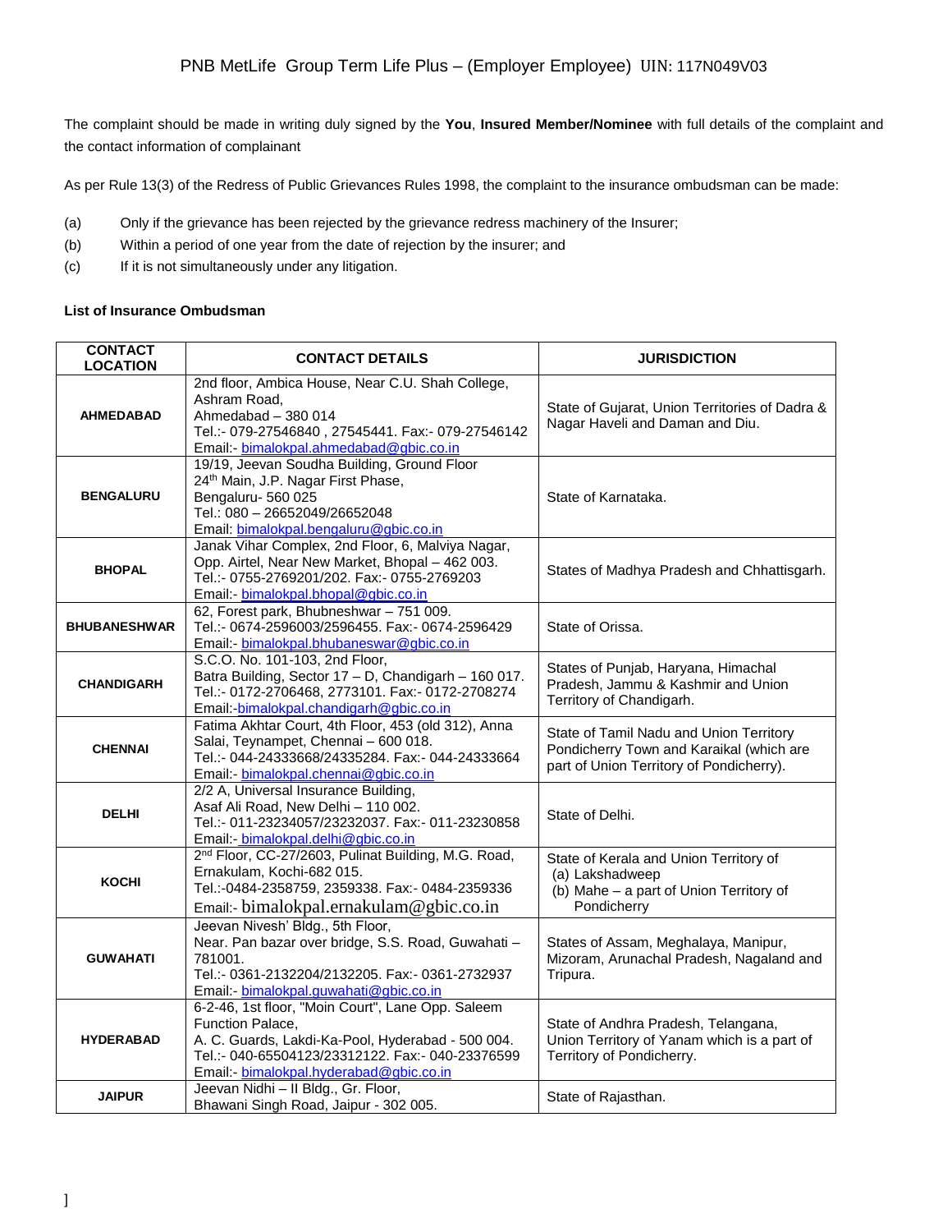The complaint should be made in writing duly signed by the **You**, **Insured Member/Nominee** with full details of the complaint and the contact information of complainant

As per Rule 13(3) of the Redress of Public Grievances Rules 1998, the complaint to the insurance ombudsman can be made:

(a) Only if the grievance has been rejected by the grievance redress machinery of the Insurer;

(b) Within a period of one year from the date of rejection by the insurer; and

(c) If it is not simultaneously under any litigation.

**List of Insurance Ombudsman**

| CONTACT LOCATION | CONTACT DETAILS | JURISDICTION |
|---|---|---|
| **AHMEDABAD** | 2nd floor, Ambica House, Near C.U. Shah College, Ashram Road, Ahmedabad – 380 014 Tel.:- 079-27546840 , 27545441. Fax:- 079-27546142 Email:- bimalokpal.ahmedabad@gbic.co.in | State of Gujarat, Union Territories of Dadra & Nagar Haveli and Daman and Diu. |
| **BENGALURU** | 19/19, Jeevan Soudha Building, Ground Floor 24th Main, J.P. Nagar First Phase, Bengaluru- 560 025 Tel.: 080 – 26652049/26652048 Email: bimalokpal.bengaluru@gbic.co.in | State of Karnataka. |
| **BHOPAL** | Janak Vihar Complex, 2nd Floor, 6, Malviya Nagar, Opp. Airtel, Near New Market, Bhopal – 462 003. Tel.:- 0755-2769201/202. Fax:- 0755-2769203 Email:- bimalokpal.bhopal@gbic.co.in | States of Madhya Pradesh and Chhattisgarh. |
| **BHUBANESHWAR** | 62, Forest park, Bhubneshwar – 751 009. Tel.:- 0674-2596003/2596455. Fax:- 0674-2596429 Email:- bimalokpal.bhubaneswar@gbic.co.in | State of Orissa. |
| **CHANDIGARH** | S.C.O. No. 101-103, 2nd Floor, Batra Building, Sector 17 – D, Chandigarh – 160 017. Tel.:- 0172-2706468, 2773101. Fax:- 0172-2708274 Email:-bimalokpal.chandigarh@gbic.co.in | States of Punjab, Haryana, Himachal Pradesh, Jammu & Kashmir and Union Territory of Chandigarh. |
| **CHENNAI** | Fatima Akhtar Court, 4th Floor, 453 (old 312), Anna Salai, Teynampet, Chennai – 600 018. Tel.:- 044-24333668/24335284. Fax:- 044-24333664 Email:- bimalokpal.chennai@gbic.co.in | State of Tamil Nadu and Union Territory Pondicherry Town and Karaikal (which are part of Union Territory of Pondicherry). |
| **DELHI** | 2/2 A, Universal Insurance Building, Asaf Ali Road, New Delhi – 110 002. Tel.:- 011-23234057/23232037. Fax:- 011-23230858 Email:- bimalokpal.delhi@gbic.co.in | State of Delhi. |
| **KOCHI** | 2nd Floor, CC-27/2603, Pulinat Building, M.G. Road, Ernakulam, Kochi-682 015. Tel.:-0484-2358759, 2359338. Fax:- 0484-2359336 Email:- bimalokpal.ernakulam@gbic.co.in | State of Kerala and Union Territory of (a) Lakshadweep (b) Mahe – a part of Union Territory of Pondicherry |
| **GUWAHATI** | Jeevan Nivesh' Bldg., 5th Floor, Near. Pan bazar over bridge, S.S. Road, Guwahati – 781001. Tel.:- 0361-2132204/2132205. Fax:- 0361-2732937 Email:- bimalokpal.guwahati@gbic.co.in | States of Assam, Meghalaya, Manipur, Mizoram, Arunachal Pradesh, Nagaland and Tripura. |
| **HYDERABAD** | 6-2-46, 1st floor, "Moin Court", Lane Opp. Saleem Function Palace, A. C. Guards, Lakdi-Ka-Pool, Hyderabad - 500 004. Tel.:- 040-65504123/23312122. Fax:- 040-23376599 Email:- bimalokpal.hyderabad@gbic.co.in | State of Andhra Pradesh, Telangana, Union Territory of Yanam which is a part of Territory of Pondicherry. |
| **JAIPUR** | Jeevan Nidhi – II Bldg., Gr. Floor, Bhawani Singh Road, Jaipur - 302 005. | State of Rajasthan. |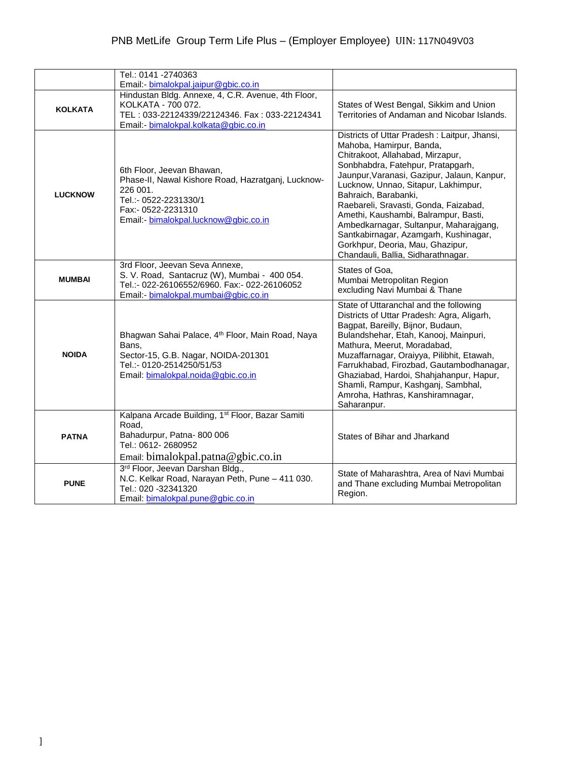| | | |
|---|---|---|
| | Tel.: 0141 -2740363<br>Email:- bimalokpal.jaipur@gbic.co.in | |
| **KOLKATA** | Hindustan Bldg. Annexe, 4, C.R. Avenue, 4th Floor, KOLKATA - 700 072.<br>TEL : 033-22124339/22124346. Fax : 033-22124341<br>Email:- bimalokpal.kolkata@gbic.co.in | States of West Bengal, Sikkim and Union Territories of Andaman and Nicobar Islands. |
| **LUCKNOW** | 6th Floor, Jeevan Bhawan,<br>Phase-II, Nawal Kishore Road, Hazratganj, Lucknow-226 001.<br>Tel.:- 0522-2231330/1<br>Fax:- 0522-2231310<br>Email:- bimalokpal.lucknow@gbic.co.in | Districts of Uttar Pradesh : Laitpur, Jhansi, Mahoba, Hamirpur, Banda, Chitrakoot, Allahabad, Mirzapur, Sonbhabdra, Fatehpur, Pratapgarh, Jaunpur,Varanasi, Gazipur, Jalaun, Kanpur, Lucknow, Unnao, Sitapur, Lakhimpur, Bahraich, Barabanki, Raebareli, Sravasti, Gonda, Faizabad, Amethi, Kaushambi, Balrampur, Basti, Ambedkarnagar, Sultanpur, Maharajgang, Santkabirnagar, Azamgarh, Kushinagar, Gorkhpur, Deoria, Mau, Ghazipur, Chandauli, Ballia, Sidharathnagar. |
| **MUMBAI** | 3rd Floor, Jeevan Seva Annexe,<br>S. V. Road, Santacruz (W), Mumbai - 400 054.<br>Tel.:- 022-26106552/6960. Fax:- 022-26106052<br>Email:- bimalokpal.mumbai@gbic.co.in | States of Goa,<br>Mumbai Metropolitan Region excluding Navi Mumbai & Thane |
| **NOIDA** | Bhagwan Sahai Palace, 4th Floor, Main Road, Naya Bans,<br>Sector-15, G.B. Nagar, NOIDA-201301<br>Tel.:- 0120-2514250/51/53<br>Email: bimalokpal.noida@gbic.co.in | State of Uttaranchal and the following Districts of Uttar Pradesh: Agra, Aligarh, Bagpat, Bareilly, Bijnor, Budaun, Bulandshehar, Etah, Kanooj, Mainpuri, Mathura, Meerut, Moradabad, Muzaffarnagar, Oraiyya, Pilibhit, Etawah, Farrukhabad, Firozbad, Gautambodhanagar, Ghaziabad, Hardoi, Shahjahanpur, Hapur, Shamli, Rampur, Kashganj, Sambhal, Amroha, Hathras, Kanshiramnagar, Saharanpur. |
| **PATNA** | Kalpana Arcade Building, 1st Floor, Bazar Samiti Road,<br>Bahadurpur, Patna- 800 006<br>Tel.: 0612- 2680952<br>Email: bimalokpal.patna@gbic.co.in | States of Bihar and Jharkand |
| **PUNE** | 3rd Floor, Jeevan Darshan Bldg.,<br>N.C. Kelkar Road, Narayan Peth, Pune – 411 030.<br>Tel.: 020 -32341320<br>Email: bimalokpal.pune@gbic.co.in | State of Maharashtra, Area of Navi Mumbai and Thane excluding Mumbai Metropolitan Region. |

]